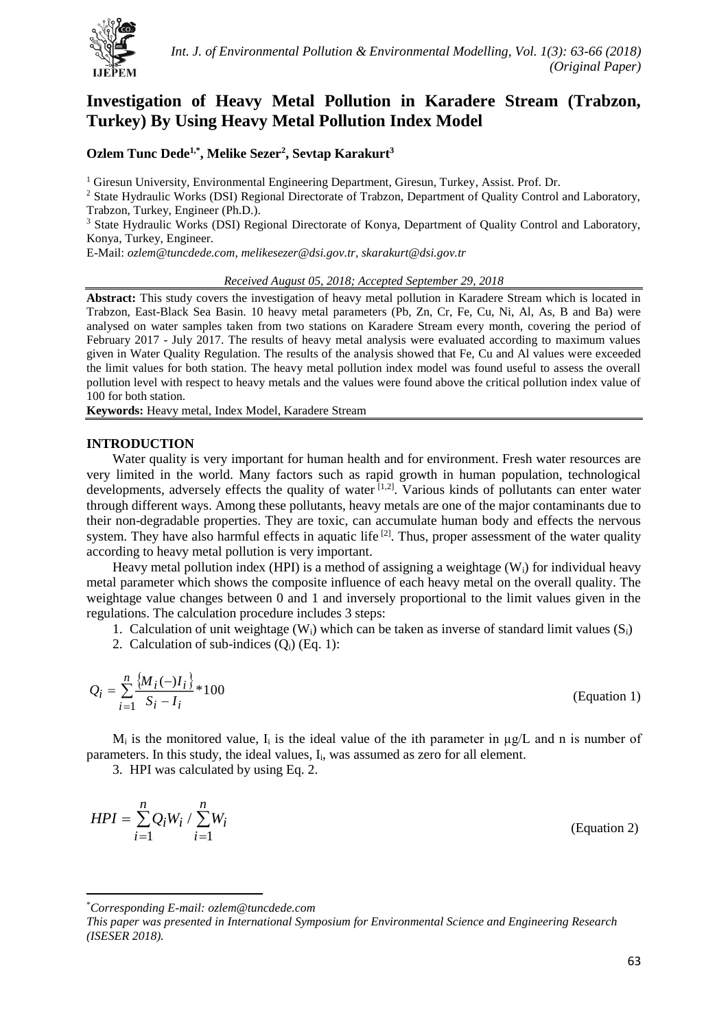# Investigation of Heavy Metal Pollution in Karadere Stream (Trabzon, Turkey) By Using Heavy Metal Pollution Index Model

**Ozlem Tunc Dede[1,*], Melike Sezer[2], Sevtap Karakurt[3]**

[1] Giresun University, Environmental Engineering Department, Giresun, Turkey, Assist. Prof. Dr.

[2] State Hydraulic Works (DSI) Regional Directorate of Trabzon, Department of Quality Control and Laboratory, Trabzon, Turkey, Engineer (Ph.D.).

[3] State Hydraulic Works (DSI) Regional Directorate of Konya, Department of Quality Control and Laboratory, Konya, Turkey, Engineer.

E-Mail: *ozlem@tuncdede.com, melikesezer@dsi.gov.tr, skarakurt@dsi.gov.tr*

*Received August 05, 2018; Accepted September 29, 2018*

**Abstract:** This study covers the investigation of heavy metal pollution in Karadere Stream which is located in Trabzon, East-Black Sea Basin. 10 heavy metal parameters (Pb, Zn, Cr, Fe, Cu, Ni, Al, As, B and Ba) were analysed on water samples taken from two stations on Karadere Stream every month, covering the period of February 2017 - July 2017. The results of heavy metal analysis were evaluated according to maximum values given in Water Quality Regulation. The results of the analysis showed that Fe, Cu and Al values were exceeded the limit values for both station. The heavy metal pollution index model was found useful to assess the overall pollution level with respect to heavy metals and the values were found above the critical pollution index value of 100 for both station.

**Keywords:** Heavy metal, Index Model, Karadere Stream

## INTRODUCTION

Water quality is very important for human health and for environment. Fresh water resources are very limited in the world. Many factors such as rapid growth in human population, technological developments, adversely effects the quality of water [1,2]. Various kinds of pollutants can enter water through different ways. Among these pollutants, heavy metals are one of the major contaminants due to their non-degradable properties. They are toxic, can accumulate human body and effects the nervous system. They have also harmful effects in aquatic life [2]. Thus, proper assessment of the water quality according to heavy metal pollution is very important.

Heavy metal pollution index (HPI) is a method of assigning a weightage ($W_i$) for individual heavy metal parameter which shows the composite influence of each heavy metal on the overall quality. The weightage value changes between 0 and 1 and inversely proportional to the limit values given in the regulations. The calculation procedure includes 3 steps:

1. Calculation of unit weightage ($W_i$) which can be taken as inverse of standard limit values ($S_i$)
2. Calculation of sub-indices ($Q_i$) (Eq. 1):

$$Q_i = \sum_{i=1}^{n} \frac{\{M_i(-)I_i\}}{S_i - I_i} * 100 \quad \text{(Equation 1)}$$

$M_i$ is the monitored value, $I_i$ is the ideal value of the ith parameter in μg/L and n is number of parameters. In this study, the ideal values, $I_i$, was assumed as zero for all element.

3. HPI was calculated by using Eq. 2.

$$HPI = \sum_{i=1}^{n} Q_i W_i \Big/ \sum_{i=1}^{n} W_i \quad \text{(Equation 2)}$$

---

*Corresponding E-mail: ozlem@tuncdede.com

*This paper was presented in International Symposium for Environmental Science and Engineering Research (ISESER 2018).*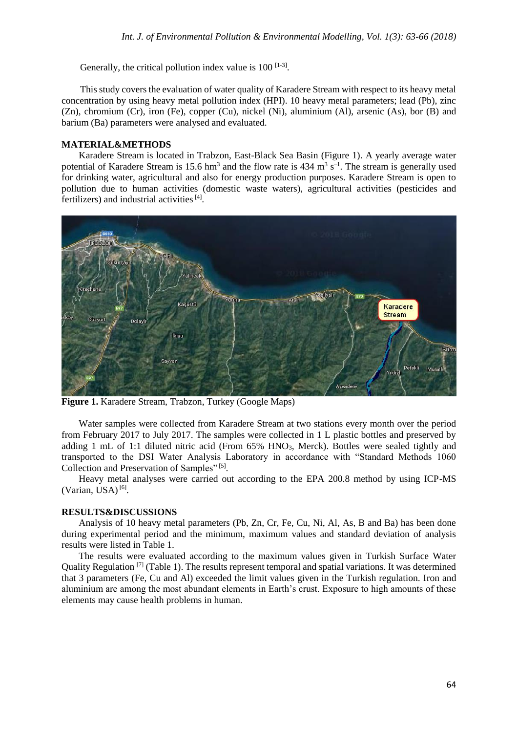Generally, the critical pollution index value is 100 [1-3].

This study covers the evaluation of water quality of Karadere Stream with respect to its heavy metal concentration by using heavy metal pollution index (HPI). 10 heavy metal parameters; lead (Pb), zinc (Zn), chromium (Cr), iron (Fe), copper (Cu), nickel (Ni), aluminium (Al), arsenic (As), bor (B) and barium (Ba) parameters were analysed and evaluated.

## MATERIAL&METHODS

Karadere Stream is located in Trabzon, East-Black Sea Basin (Figure 1). A yearly average water potential of Karadere Stream is 15.6 $hm^3$ and the flow rate is 434 $m^3\ s^{-1}$. The stream is generally used for drinking water, agricultural and also for energy production purposes. Karadere Stream is open to pollution due to human activities (domestic waste waters), agricultural activities (pesticides and fertilizers) and industrial activities [4].

**Figure 1.** Karadere Stream, Trabzon, Turkey (Google Maps)

Water samples were collected from Karadere Stream at two stations every month over the period from February 2017 to July 2017. The samples were collected in 1 L plastic bottles and preserved by adding 1 mL of 1:1 diluted nitric acid (From 65% $HNO_3$, Merck). Bottles were sealed tightly and transported to the DSI Water Analysis Laboratory in accordance with "Standard Methods 1060 Collection and Preservation of Samples" [5].

Heavy metal analyses were carried out according to the EPA 200.8 method by using ICP-MS (Varian, USA) [6].

## RESULTS&DISCUSSIONS

Analysis of 10 heavy metal parameters (Pb, Zn, Cr, Fe, Cu, Ni, Al, As, B and Ba) has been done during experimental period and the minimum, maximum values and standard deviation of analysis results were listed in Table 1.

The results were evaluated according to the maximum values given in Turkish Surface Water Quality Regulation [7] (Table 1). The results represent temporal and spatial variations. It was determined that 3 parameters (Fe, Cu and Al) exceeded the limit values given in the Turkish regulation. Iron and aluminium are among the most abundant elements in Earth's crust. Exposure to high amounts of these elements may cause health problems in human.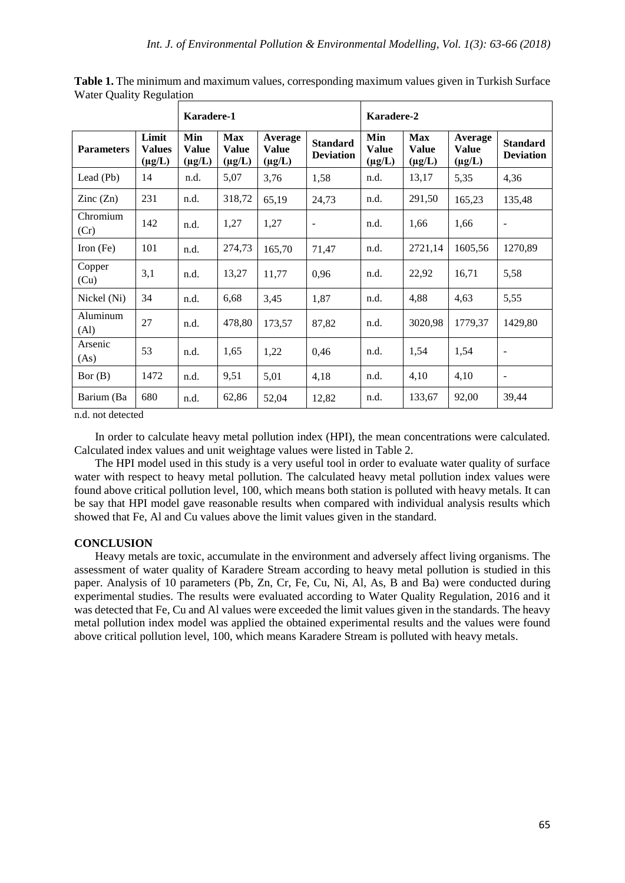**Table 1.** The minimum and maximum values, corresponding maximum values given in Turkish Surface Water Quality Regulation

| | | Karadere-1 | | | | Karadere-2 | | | |
|---|---|---|---|---|---|---|---|---|---|
| **Parameters** | **Limit Values (µg/L)** | **Min Value (µg/L)** | **Max Value (µg/L)** | **Average Value (µg/L)** | **Standard Deviation** | **Min Value (µg/L)** | **Max Value (µg/L)** | **Average Value (µg/L)** | **Standard Deviation** |
| Lead (Pb) | 14 | n.d. | 5,07 | 3,76 | 1,58 | n.d. | 13,17 | 5,35 | 4,36 |
| Zinc (Zn) | 231 | n.d. | 318,72 | 65,19 | 24,73 | n.d. | 291,50 | 165,23 | 135,48 |
| Chromium (Cr) | 142 | n.d. | 1,27 | 1,27 | - | n.d. | 1,66 | 1,66 | - |
| Iron (Fe) | 101 | n.d. | 274,73 | 165,70 | 71,47 | n.d. | 2721,14 | 1605,56 | 1270,89 |
| Copper (Cu) | 3,1 | n.d. | 13,27 | 11,77 | 0,96 | n.d. | 22,92 | 16,71 | 5,58 |
| Nickel (Ni) | 34 | n.d. | 6,68 | 3,45 | 1,87 | n.d. | 4,88 | 4,63 | 5,55 |
| Aluminum (Al) | 27 | n.d. | 478,80 | 173,57 | 87,82 | n.d. | 3020,98 | 1779,37 | 1429,80 |
| Arsenic (As) | 53 | n.d. | 1,65 | 1,22 | 0,46 | n.d. | 1,54 | 1,54 | - |
| Bor (B) | 1472 | n.d. | 9,51 | 5,01 | 4,18 | n.d. | 4,10 | 4,10 | - |
| Barium (Ba | 680 | n.d. | 62,86 | 52,04 | 12,82 | n.d. | 133,67 | 92,00 | 39,44 |

n.d. not detected

In order to calculate heavy metal pollution index (HPI), the mean concentrations were calculated. Calculated index values and unit weightage values were listed in Table 2.

The HPI model used in this study is a very useful tool in order to evaluate water quality of surface water with respect to heavy metal pollution. The calculated heavy metal pollution index values were found above critical pollution level, 100, which means both station is polluted with heavy metals. It can be say that HPI model gave reasonable results when compared with individual analysis results which showed that Fe, Al and Cu values above the limit values given in the standard.

## CONCLUSION

Heavy metals are toxic, accumulate in the environment and adversely affect living organisms. The assessment of water quality of Karadere Stream according to heavy metal pollution is studied in this paper. Analysis of 10 parameters (Pb, Zn, Cr, Fe, Cu, Ni, Al, As, B and Ba) were conducted during experimental studies. The results were evaluated according to Water Quality Regulation, 2016 and it was detected that Fe, Cu and Al values were exceeded the limit values given in the standards. The heavy metal pollution index model was applied the obtained experimental results and the values were found above critical pollution level, 100, which means Karadere Stream is polluted with heavy metals.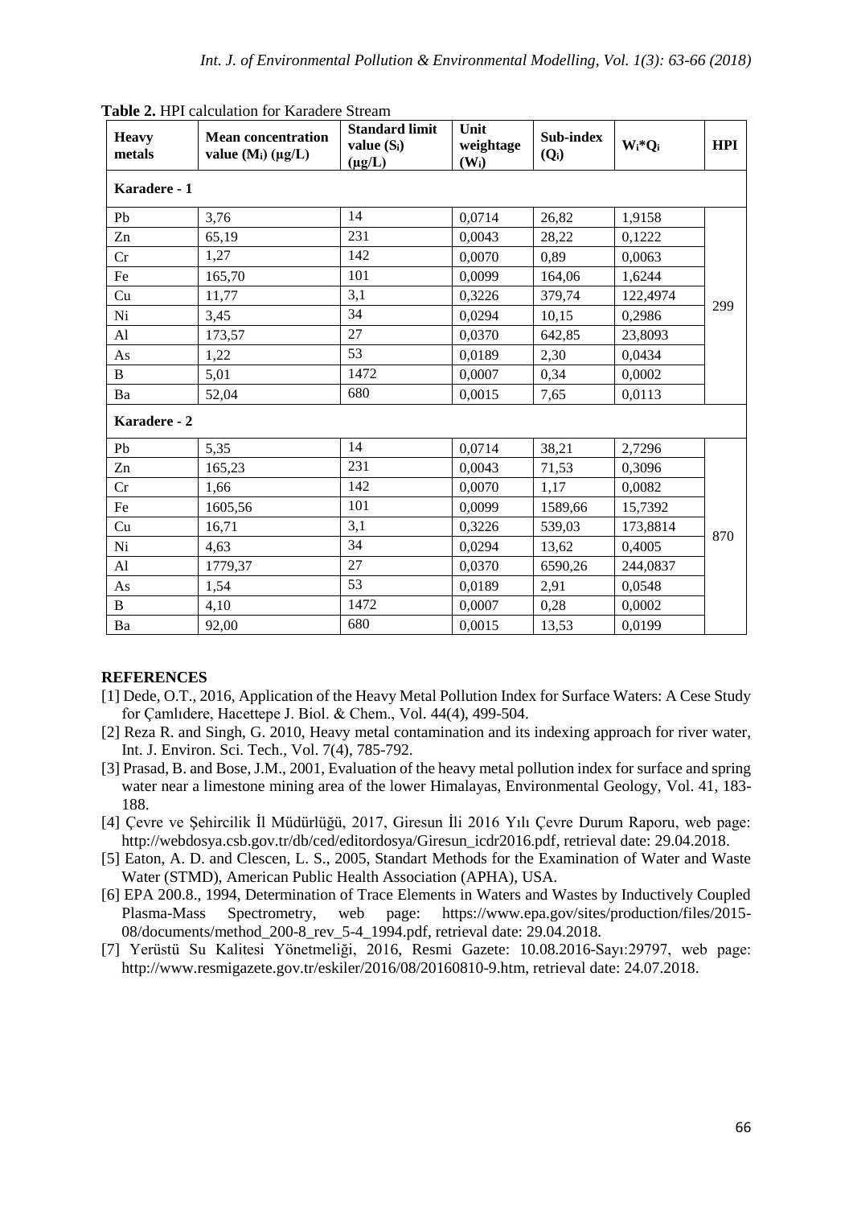**Table 2.** HPI calculation for Karadere Stream

| Heavy metals | Mean concentration value ($M_i$) (µg/L) | Standard limit value ($S_i$) (µg/L) | Unit weightage ($W_i$) | Sub-index ($Q_i$) | $W_i$*$Q_i$ | HPI |
|---|---|---|---|---|---|---|
| **Karadere - 1** | | | | | | |
| Pb | 3,76 | 14 | 0,0714 | 26,82 | 1,9158 | 299 |
| Zn | 65,19 | 231 | 0,0043 | 28,22 | 0,1222 | |
| Cr | 1,27 | 142 | 0,0070 | 0,89 | 0,0063 | |
| Fe | 165,70 | 101 | 0,0099 | 164,06 | 1,6244 | |
| Cu | 11,77 | 3,1 | 0,3226 | 379,74 | 122,4974 | |
| Ni | 3,45 | 34 | 0,0294 | 10,15 | 0,2986 | |
| Al | 173,57 | 27 | 0,0370 | 642,85 | 23,8093 | |
| As | 1,22 | 53 | 0,0189 | 2,30 | 0,0434 | |
| B | 5,01 | 1472 | 0,0007 | 0,34 | 0,0002 | |
| Ba | 52,04 | 680 | 0,0015 | 7,65 | 0,0113 | |
| **Karadere - 2** | | | | | | |
| Pb | 5,35 | 14 | 0,0714 | 38,21 | 2,7296 | 870 |
| Zn | 165,23 | 231 | 0,0043 | 71,53 | 0,3096 | |
| Cr | 1,66 | 142 | 0,0070 | 1,17 | 0,0082 | |
| Fe | 1605,56 | 101 | 0,0099 | 1589,66 | 15,7392 | |
| Cu | 16,71 | 3,1 | 0,3226 | 539,03 | 173,8814 | |
| Ni | 4,63 | 34 | 0,0294 | 13,62 | 0,4005 | |
| Al | 1779,37 | 27 | 0,0370 | 6590,26 | 244,0837 | |
| As | 1,54 | 53 | 0,0189 | 2,91 | 0,0548 | |
| B | 4,10 | 1472 | 0,0007 | 0,28 | 0,0002 | |
| Ba | 92,00 | 680 | 0,0015 | 13,53 | 0,0199 | |

## REFERENCES

[1] Dede, O.T., 2016, Application of the Heavy Metal Pollution Index for Surface Waters: A Cese Study for Çamlıdere, Hacettepe J. Biol. & Chem., Vol. 44(4), 499-504.

[2] Reza R. and Singh, G. 2010, Heavy metal contamination and its indexing approach for river water, Int. J. Environ. Sci. Tech., Vol. 7(4), 785-792.

[3] Prasad, B. and Bose, J.M., 2001, Evaluation of the heavy metal pollution index for surface and spring water near a limestone mining area of the lower Himalayas, Environmental Geology, Vol. 41, 183-188.

[4] Çevre ve Şehircilik İl Müdürlüğü, 2017, Giresun İli 2016 Yılı Çevre Durum Raporu, web page: http://webdosya.csb.gov.tr/db/ced/editordosya/Giresun_icdr2016.pdf, retrieval date: 29.04.2018.

[5] Eaton, A. D. and Clescen, L. S., 2005, Standart Methods for the Examination of Water and Waste Water (STMD), American Public Health Association (APHA), USA.

[6] EPA 200.8., 1994, Determination of Trace Elements in Waters and Wastes by Inductively Coupled Plasma-Mass Spectrometry, web page: https://www.epa.gov/sites/production/files/2015-08/documents/method_200-8_rev_5-4_1994.pdf, retrieval date: 29.04.2018.

[7] Yerüstü Su Kalitesi Yönetmeliği, 2016, Resmi Gazete: 10.08.2016-Sayı:29797, web page: http://www.resmigazete.gov.tr/eskiler/2016/08/20160810-9.htm, retrieval date: 24.07.2018.